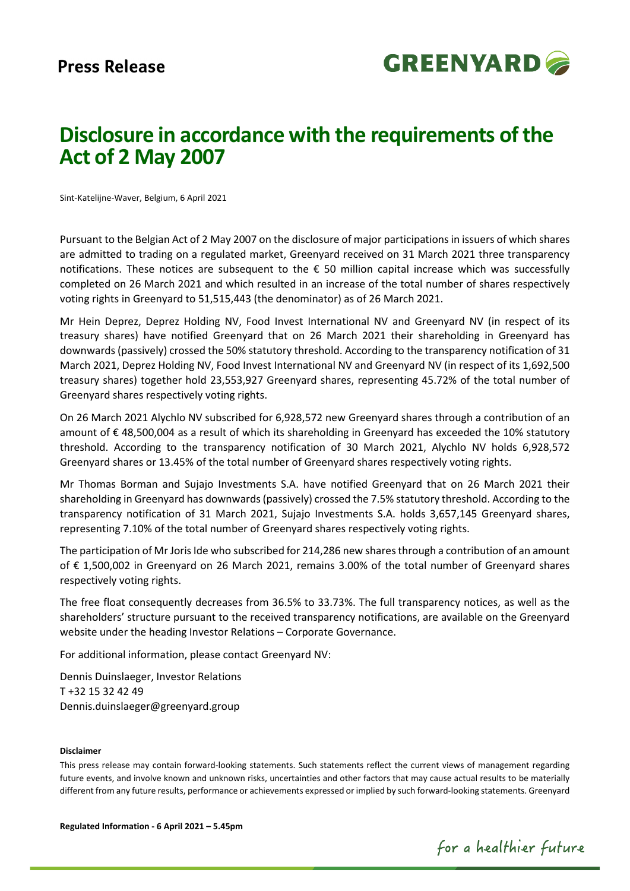**Press Release**

# Disclosure in accordance with the requirements of the Act of 2 May 2007

Sint-Katelijne-Waver, Belgium, 6 April 2021

Pursuant to the Belgian Act of 2 May 2007 on the disclosure of major participations in issuers of which shares are admitted to trading on a regulated market, Greenyard received on 31 March 2021 three transparency notifications. These notices are subsequent to the € 50 million capital increase which was successfully completed on 26 March 2021 and which resulted in an increase of the total number of shares respectively voting rights in Greenyard to 51,515,443 (the denominator) as of 26 March 2021.

Mr Hein Deprez, Deprez Holding NV, Food Invest International NV and Greenyard NV (in respect of its treasury shares) have notified Greenyard that on 26 March 2021 their shareholding in Greenyard has downwards (passively) crossed the 50% statutory threshold. According to the transparency notification of 31 March 2021, Deprez Holding NV, Food Invest International NV and Greenyard NV (in respect of its 1,692,500 treasury shares) together hold 23,553,927 Greenyard shares, representing 45.72% of the total number of Greenyard shares respectively voting rights.

On 26 March 2021 Alychlo NV subscribed for 6,928,572 new Greenyard shares through a contribution of an amount of € 48,500,004 as a result of which its shareholding in Greenyard has exceeded the 10% statutory threshold. According to the transparency notification of 30 March 2021, Alychlo NV holds 6,928,572 Greenyard shares or 13.45% of the total number of Greenyard shares respectively voting rights.

Mr Thomas Borman and Sujajo Investments S.A. have notified Greenyard that on 26 March 2021 their shareholding in Greenyard has downwards (passively) crossed the 7.5% statutory threshold. According to the transparency notification of 31 March 2021, Sujajo Investments S.A. holds 3,657,145 Greenyard shares, representing 7.10% of the total number of Greenyard shares respectively voting rights.

The participation of Mr Joris Ide who subscribed for 214,286 new shares through a contribution of an amount of € 1,500,002 in Greenyard on 26 March 2021, remains 3.00% of the total number of Greenyard shares respectively voting rights.

The free float consequently decreases from 36.5% to 33.73%. The full transparency notices, as well as the shareholders' structure pursuant to the received transparency notifications, are available on the Greenyard website under the heading Investor Relations – Corporate Governance.

For additional information, please contact Greenyard NV:

Dennis Duinslaeger, Investor Relations
T +32 15 32 42 49
Dennis.duinslaeger@greenyard.group

**Disclaimer**

This press release may contain forward-looking statements. Such statements reflect the current views of management regarding future events, and involve known and unknown risks, uncertainties and other factors that may cause actual results to be materially different from any future results, performance or achievements expressed or implied by such forward-looking statements. Greenyard

**Regulated Information - 6 April 2021 – 5.45pm**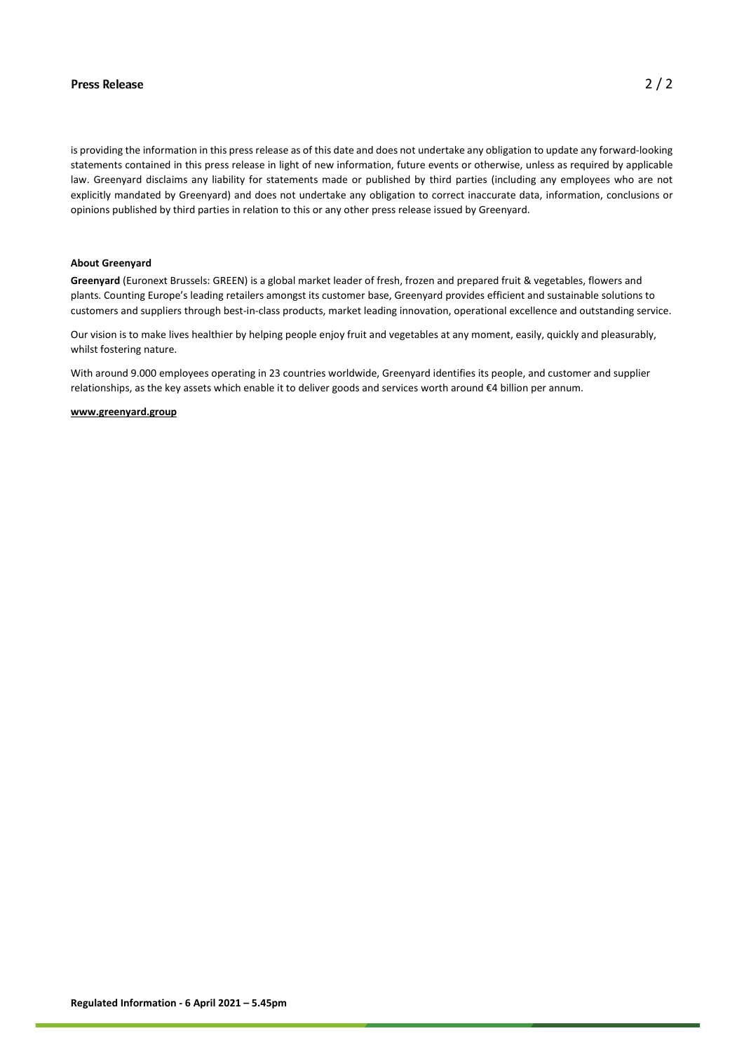is providing the information in this press release as of this date and does not undertake any obligation to update any forward-looking statements contained in this press release in light of new information, future events or otherwise, unless as required by applicable law. Greenyard disclaims any liability for statements made or published by third parties (including any employees who are not explicitly mandated by Greenyard) and does not undertake any obligation to correct inaccurate data, information, conclusions or opinions published by third parties in relation to this or any other press release issued by Greenyard.

**About Greenyard**

**Greenyard** (Euronext Brussels: GREEN) is a global market leader of fresh, frozen and prepared fruit & vegetables, flowers and plants. Counting Europe's leading retailers amongst its customer base, Greenyard provides efficient and sustainable solutions to customers and suppliers through best-in-class products, market leading innovation, operational excellence and outstanding service.

Our vision is to make lives healthier by helping people enjoy fruit and vegetables at any moment, easily, quickly and pleasurably, whilst fostering nature.

With around 9.000 employees operating in 23 countries worldwide, Greenyard identifies its people, and customer and supplier relationships, as the key assets which enable it to deliver goods and services worth around €4 billion per annum.

**www.greenyard.group**

**Regulated Information - 6 April 2021 – 5.45pm**